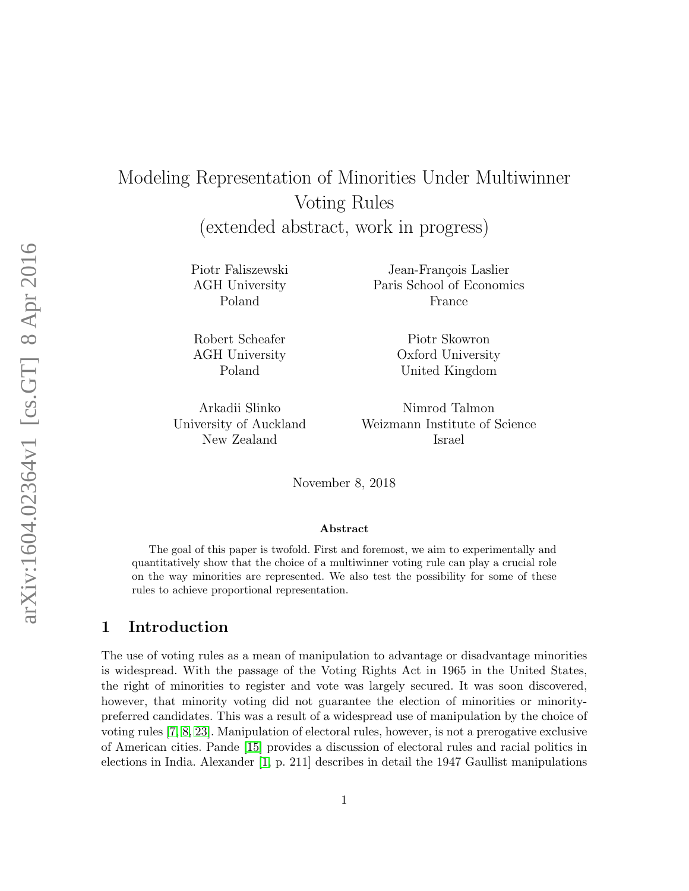# Modeling Representation of Minorities Under Multiwinner Voting Rules
(extended abstract, work in progress)

Piotr Faliszewski
AGH University
Poland

Jean-François Laslier
Paris School of Economics
France

Robert Scheafer
AGH University
Poland

Piotr Skowron
Oxford University
United Kingdom

Arkadii Slinko
University of Auckland
New Zealand

Nimrod Talmon
Weizmann Institute of Science
Israel

November 8, 2018

**Abstract**

The goal of this paper is twofold. First and foremost, we aim to experimentally and quantitatively show that the choice of a multiwinner voting rule can play a crucial role on the way minorities are represented. We also test the possibility for some of these rules to achieve proportional representation.

## 1 Introduction

The use of voting rules as a mean of manipulation to advantage or disadvantage minorities is widespread. With the passage of the Voting Rights Act in 1965 in the United States, the right of minorities to register and vote was largely secured. It was soon discovered, however, that minority voting did not guarantee the election of minorities or minority-preferred candidates. This was a result of a widespread use of manipulation by the choice of voting rules [7, 8, 23]. Manipulation of electoral rules, however, is not a prerogative exclusive of American cities. Pande [15] provides a discussion of electoral rules and racial politics in elections in India. Alexander [1, p. 211] describes in detail the 1947 Gaullist manipulations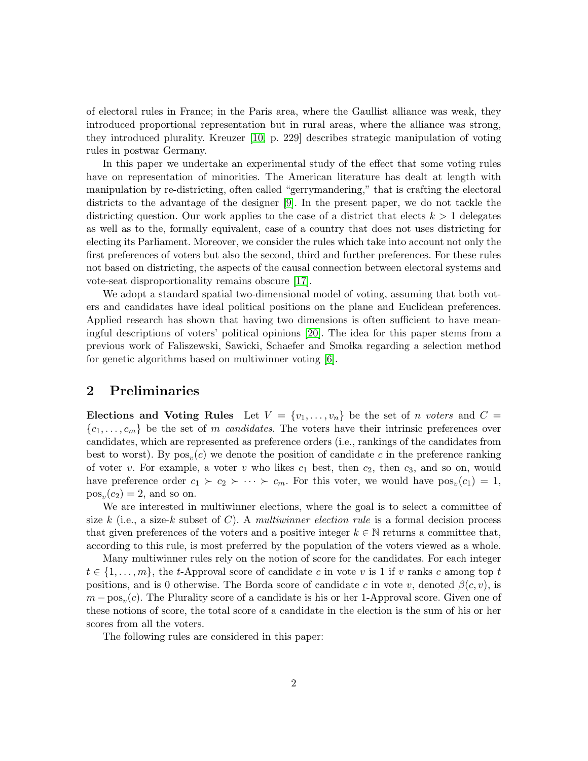of electoral rules in France; in the Paris area, where the Gaullist alliance was weak, they introduced proportional representation but in rural areas, where the alliance was strong, they introduced plurality. Kreuzer [10, p. 229] describes strategic manipulation of voting rules in postwar Germany.

In this paper we undertake an experimental study of the effect that some voting rules have on representation of minorities. The American literature has dealt at length with manipulation by re-districting, often called "gerrymandering," that is crafting the electoral districts to the advantage of the designer [9]. In the present paper, we do not tackle the districting question. Our work applies to the case of a district that elects $k > 1$ delegates as well as to the, formally equivalent, case of a country that does not uses districting for electing its Parliament. Moreover, we consider the rules which take into account not only the first preferences of voters but also the second, third and further preferences. For these rules not based on districting, the aspects of the causal connection between electoral systems and vote-seat disproportionality remains obscure [17].

We adopt a standard spatial two-dimensional model of voting, assuming that both voters and candidates have ideal political positions on the plane and Euclidean preferences. Applied research has shown that having two dimensions is often sufficient to have meaningful descriptions of voters' political opinions [20]. The idea for this paper stems from a previous work of Faliszewski, Sawicki, Schaefer and Smołka regarding a selection method for genetic algorithms based on multiwinner voting [6].

## 2 Preliminaries

**Elections and Voting Rules** Let $V = \{v_1, \ldots, v_n\}$ be the set of $n$ *voters* and $C = \{c_1, \ldots, c_m\}$ be the set of $m$ *candidates*. The voters have their intrinsic preferences over candidates, which are represented as preference orders (i.e., rankings of the candidates from best to worst). By $\mathrm{pos}_v(c)$ we denote the position of candidate $c$ in the preference ranking of voter $v$. For example, a voter $v$ who likes $c_1$ best, then $c_2$, then $c_3$, and so on, would have preference order $c_1 \succ c_2 \succ \cdots \succ c_m$. For this voter, we would have $\mathrm{pos}_v(c_1) = 1$, $\mathrm{pos}_v(c_2) = 2$, and so on.

We are interested in multiwinner elections, where the goal is to select a committee of size $k$ (i.e., a size-$k$ subset of $C$). A *multiwinner election rule* is a formal decision process that given preferences of the voters and a positive integer $k \in \mathbb{N}$ returns a committee that, according to this rule, is most preferred by the population of the voters viewed as a whole.

Many multiwinner rules rely on the notion of score for the candidates. For each integer $t \in \{1, \ldots, m\}$, the $t$-Approval score of candidate $c$ in vote $v$ is 1 if $v$ ranks $c$ among top $t$ positions, and is 0 otherwise. The Borda score of candidate $c$ in vote $v$, denoted $\beta(c, v)$, is $m - \mathrm{pos}_v(c)$. The Plurality score of a candidate is his or her 1-Approval score. Given one of these notions of score, the total score of a candidate in the election is the sum of his or her scores from all the voters.

The following rules are considered in this paper: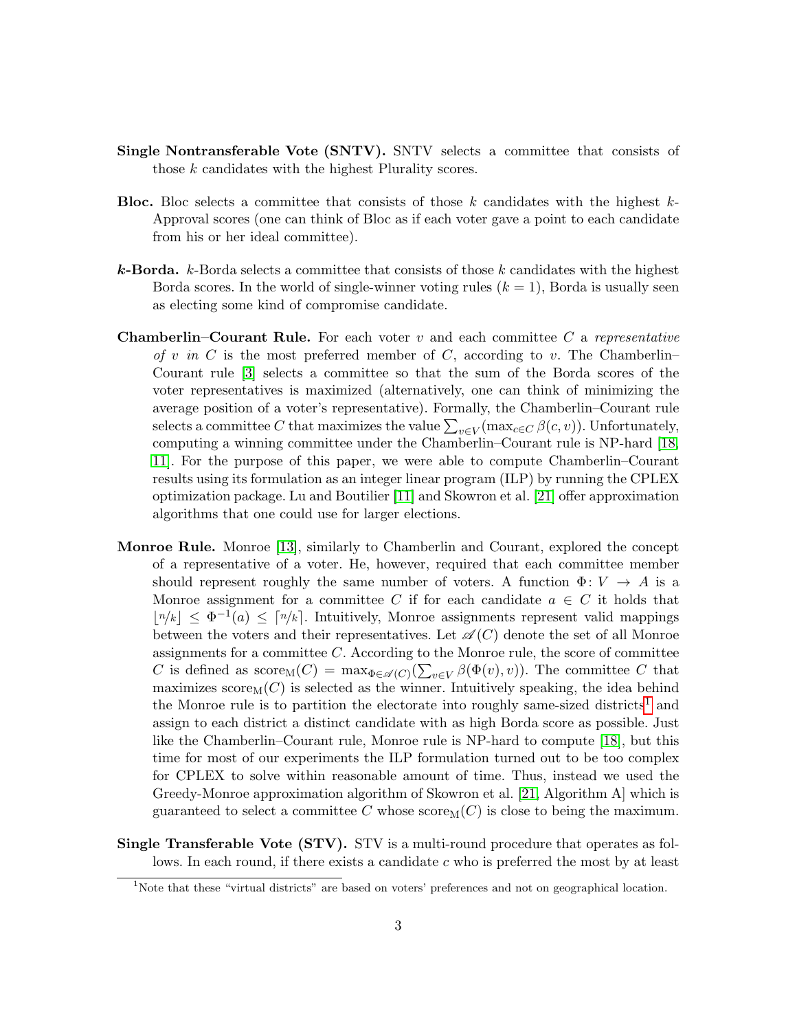**Single Nontransferable Vote (SNTV).** SNTV selects a committee that consists of those $k$ candidates with the highest Plurality scores.

**Bloc.** Bloc selects a committee that consists of those $k$ candidates with the highest $k$-Approval scores (one can think of Bloc as if each voter gave a point to each candidate from his or her ideal committee).

***k*-Borda.** $k$-Borda selects a committee that consists of those $k$ candidates with the highest Borda scores. In the world of single-winner voting rules ($k = 1$), Borda is usually seen as electing some kind of compromise candidate.

**Chamberlin–Courant Rule.** For each voter $v$ and each committee $C$ a *representative of $v$ in $C$* is the most preferred member of $C$, according to $v$. The Chamberlin–Courant rule [3] selects a committee so that the sum of the Borda scores of the voter representatives is maximized (alternatively, one can think of minimizing the average position of a voter's representative). Formally, the Chamberlin–Courant rule selects a committee $C$ that maximizes the value $\sum_{v \in V}(\max_{c \in C} \beta(c, v))$. Unfortunately, computing a winning committee under the Chamberlin–Courant rule is NP-hard [18, 11]. For the purpose of this paper, we were able to compute Chamberlin–Courant results using its formulation as an integer linear program (ILP) by running the CPLEX optimization package. Lu and Boutilier [11] and Skowron et al. [21] offer approximation algorithms that one could use for larger elections.

**Monroe Rule.** Monroe [13], similarly to Chamberlin and Courant, explored the concept of a representative of a voter. He, however, required that each committee member should represent roughly the same number of voters. A function $\Phi \colon V \to A$ is a Monroe assignment for a committee $C$ if for each candidate $a \in C$ it holds that $\lfloor n/k \rfloor \leq \Phi^{-1}(a) \leq \lceil n/k \rceil$. Intuitively, Monroe assignments represent valid mappings between the voters and their representatives. Let $\mathscr{A}(C)$ denote the set of all Monroe assignments for a committee $C$. According to the Monroe rule, the score of committee $C$ is defined as $\mathrm{score}_{\mathrm{M}}(C) = \max_{\Phi \in \mathscr{A}(C)}(\sum_{v \in V} \beta(\Phi(v), v))$. The committee $C$ that maximizes $\mathrm{score}_{\mathrm{M}}(C)$ is selected as the winner. Intuitively speaking, the idea behind the Monroe rule is to partition the electorate into roughly same-sized districts[1] and assign to each district a distinct candidate with as high Borda score as possible. Just like the Chamberlin–Courant rule, Monroe rule is NP-hard to compute [18], but this time for most of our experiments the ILP formulation turned out to be too complex for CPLEX to solve within reasonable amount of time. Thus, instead we used the Greedy-Monroe approximation algorithm of Skowron et al. [21, Algorithm A] which is guaranteed to select a committee $C$ whose $\mathrm{score}_{\mathrm{M}}(C)$ is close to being the maximum.

**Single Transferable Vote (STV).** STV is a multi-round procedure that operates as follows. In each round, if there exists a candidate $c$ who is preferred the most by at least

[1] Note that these "virtual districts" are based on voters' preferences and not on geographical location.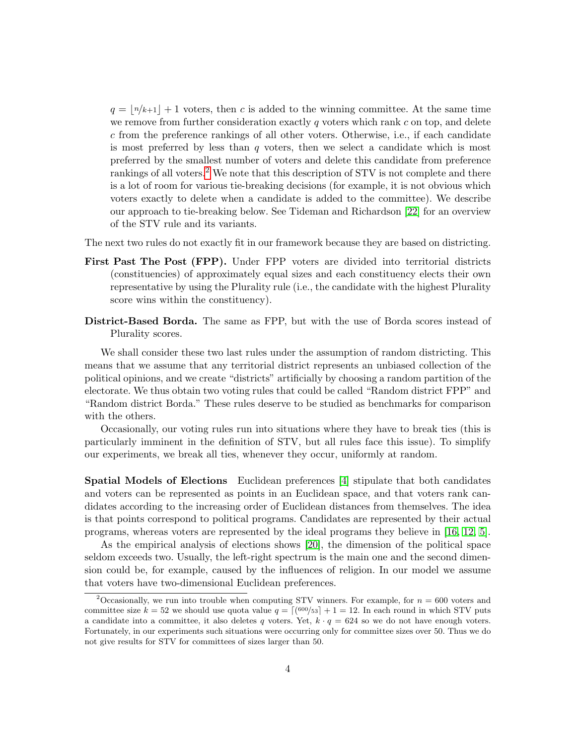$q = \lfloor n/k+1 \rfloor + 1$ voters, then $c$ is added to the winning committee. At the same time we remove from further consideration exactly $q$ voters which rank $c$ on top, and delete $c$ from the preference rankings of all other voters. Otherwise, i.e., if each candidate is most preferred by less than $q$ voters, then we select a candidate which is most preferred by the smallest number of voters and delete this candidate from preference rankings of all voters.[2] We note that this description of STV is not complete and there is a lot of room for various tie-breaking decisions (for example, it is not obvious which voters exactly to delete when a candidate is added to the committee). We describe our approach to tie-breaking below. See Tideman and Richardson [22] for an overview of the STV rule and its variants.

The next two rules do not exactly fit in our framework because they are based on districting.

**First Past The Post (FPP).** Under FPP voters are divided into territorial districts (constituencies) of approximately equal sizes and each constituency elects their own representative by using the Plurality rule (i.e., the candidate with the highest Plurality score wins within the constituency).

**District-Based Borda.** The same as FPP, but with the use of Borda scores instead of Plurality scores.

We shall consider these two last rules under the assumption of random districting. This means that we assume that any territorial district represents an unbiased collection of the political opinions, and we create "districts" artificially by choosing a random partition of the electorate. We thus obtain two voting rules that could be called "Random district FPP" and "Random district Borda." These rules deserve to be studied as benchmarks for comparison with the others.

Occasionally, our voting rules run into situations where they have to break ties (this is particularly imminent in the definition of STV, but all rules face this issue). To simplify our experiments, we break all ties, whenever they occur, uniformly at random.

**Spatial Models of Elections** Euclidean preferences [4] stipulate that both candidates and voters can be represented as points in an Euclidean space, and that voters rank candidates according to the increasing order of Euclidean distances from themselves. The idea is that points correspond to political programs. Candidates are represented by their actual programs, whereas voters are represented by the ideal programs they believe in [16, 12, 5].

As the empirical analysis of elections shows [20], the dimension of the political space seldom exceeds two. Usually, the left-right spectrum is the main one and the second dimension could be, for example, caused by the influences of religion. In our model we assume that voters have two-dimensional Euclidean preferences.

---

[2] Occasionally, we run into trouble when computing STV winners. For example, for $n = 600$ voters and committee size $k = 52$ we should use quota value $q = \lceil (600/53 \rceil + 1 = 12$. In each round in which STV puts a candidate into a committee, it also deletes $q$ voters. Yet, $k \cdot q = 624$ so we do not have enough voters. Fortunately, in our experiments such situations were occurring only for committee sizes over 50. Thus we do not give results for STV for committees of sizes larger than 50.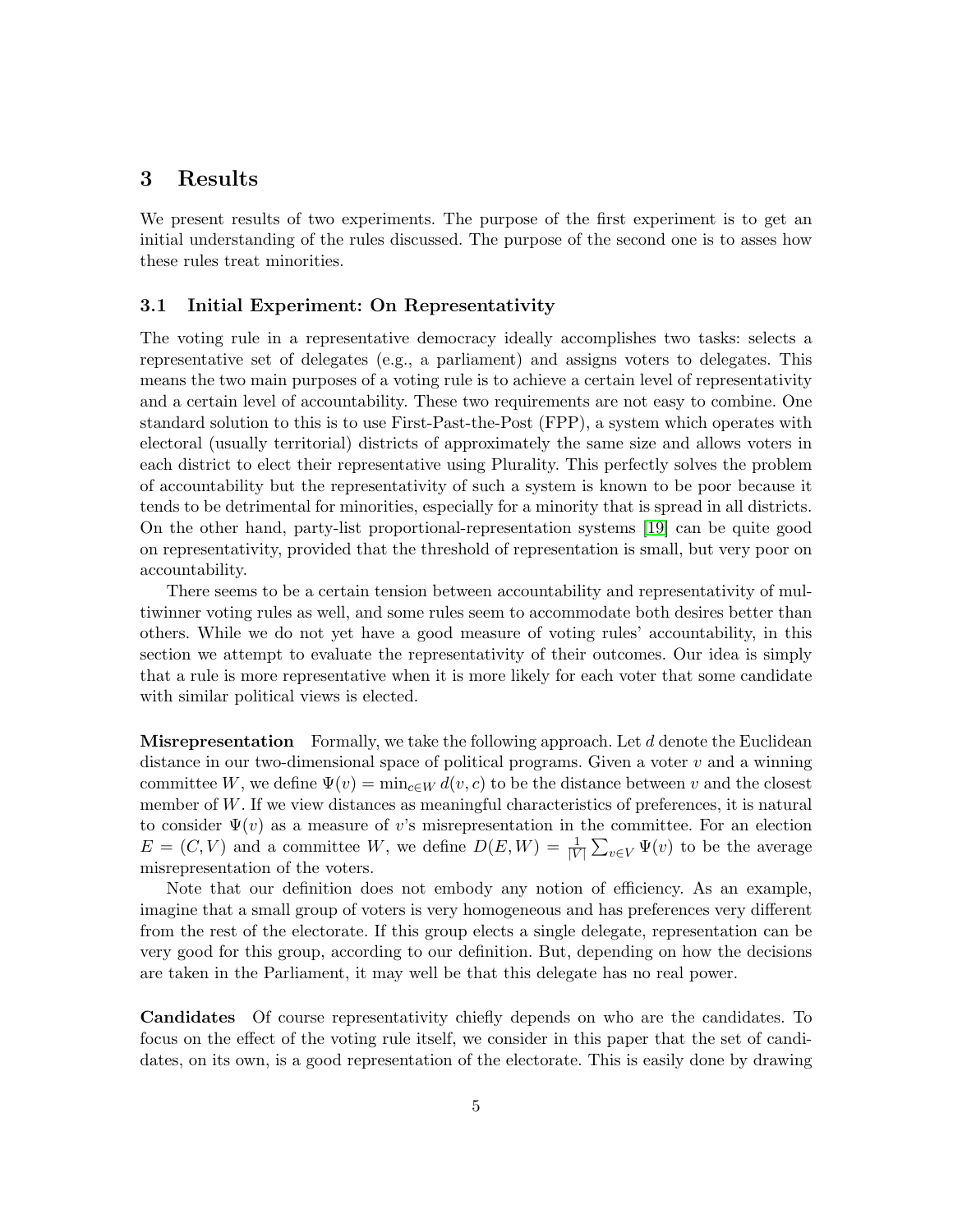## 3 Results

We present results of two experiments. The purpose of the first experiment is to get an initial understanding of the rules discussed. The purpose of the second one is to asses how these rules treat minorities.

### 3.1 Initial Experiment: On Representativity

The voting rule in a representative democracy ideally accomplishes two tasks: selects a representative set of delegates (e.g., a parliament) and assigns voters to delegates. This means the two main purposes of a voting rule is to achieve a certain level of representativity and a certain level of accountability. These two requirements are not easy to combine. One standard solution to this is to use First-Past-the-Post (FPP), a system which operates with electoral (usually territorial) districts of approximately the same size and allows voters in each district to elect their representative using Plurality. This perfectly solves the problem of accountability but the representativity of such a system is known to be poor because it tends to be detrimental for minorities, especially for a minority that is spread in all districts. On the other hand, party-list proportional-representation systems [19] can be quite good on representativity, provided that the threshold of representation is small, but very poor on accountability.

There seems to be a certain tension between accountability and representativity of multiwinner voting rules as well, and some rules seem to accommodate both desires better than others. While we do not yet have a good measure of voting rules' accountability, in this section we attempt to evaluate the representativity of their outcomes. Our idea is simply that a rule is more representative when it is more likely for each voter that some candidate with similar political views is elected.

**Misrepresentation** Formally, we take the following approach. Let $d$ denote the Euclidean distance in our two-dimensional space of political programs. Given a voter $v$ and a winning committee $W$, we define $\Psi(v) = \min_{c \in W} d(v, c)$ to be the distance between $v$ and the closest member of $W$. If we view distances as meaningful characteristics of preferences, it is natural to consider $\Psi(v)$ as a measure of $v$'s misrepresentation in the committee. For an election $E = (C, V)$ and a committee $W$, we define $D(E, W) = \frac{1}{|V|} \sum_{v \in V} \Psi(v)$ to be the average misrepresentation of the voters.

Note that our definition does not embody any notion of efficiency. As an example, imagine that a small group of voters is very homogeneous and has preferences very different from the rest of the electorate. If this group elects a single delegate, representation can be very good for this group, according to our definition. But, depending on how the decisions are taken in the Parliament, it may well be that this delegate has no real power.

**Candidates** Of course representativity chiefly depends on who are the candidates. To focus on the effect of the voting rule itself, we consider in this paper that the set of candidates, on its own, is a good representation of the electorate. This is easily done by drawing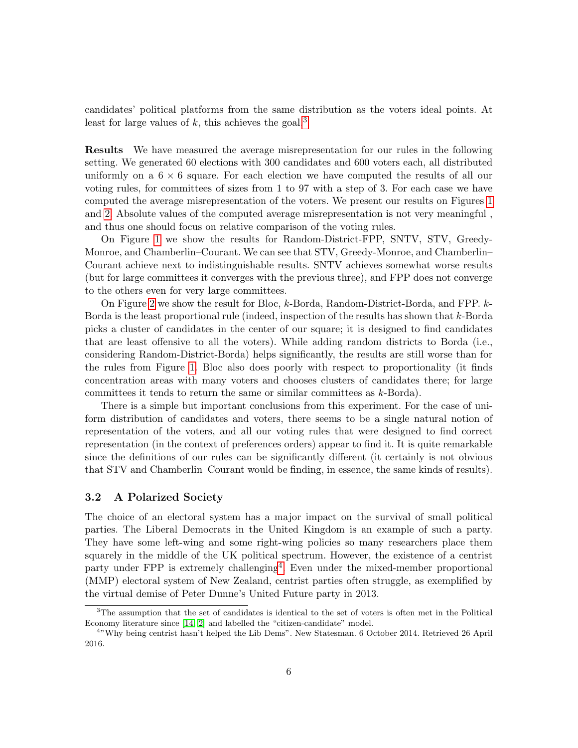candidates' political platforms from the same distribution as the voters ideal points. At least for large values of $k$, this achieves the goal.[3]

**Results** We have measured the average misrepresentation for our rules in the following setting. We generated 60 elections with 300 candidates and 600 voters each, all distributed uniformly on a $6 \times 6$ square. For each election we have computed the results of all our voting rules, for committees of sizes from 1 to 97 with a step of 3. For each case we have computed the average misrepresentation of the voters. We present our results on Figures 1 and 2. Absolute values of the computed average misrepresentation is not very meaningful , and thus one should focus on relative comparison of the voting rules.

On Figure 1 we show the results for Random-District-FPP, SNTV, STV, Greedy-Monroe, and Chamberlin–Courant. We can see that STV, Greedy-Monroe, and Chamberlin–Courant achieve next to indistinguishable results. SNTV achieves somewhat worse results (but for large committees it converges with the previous three), and FPP does not converge to the others even for very large committees.

On Figure 2 we show the result for Bloc, $k$-Borda, Random-District-Borda, and FPP. $k$-Borda is the least proportional rule (indeed, inspection of the results has shown that $k$-Borda picks a cluster of candidates in the center of our square; it is designed to find candidates that are least offensive to all the voters). While adding random districts to Borda (i.e., considering Random-District-Borda) helps significantly, the results are still worse than for the rules from Figure 1. Bloc also does poorly with respect to proportionality (it finds concentration areas with many voters and chooses clusters of candidates there; for large committees it tends to return the same or similar committees as $k$-Borda).

There is a simple but important conclusions from this experiment. For the case of uniform distribution of candidates and voters, there seems to be a single natural notion of representation of the voters, and all our voting rules that were designed to find correct representation (in the context of preferences orders) appear to find it. It is quite remarkable since the definitions of our rules can be significantly different (it certainly is not obvious that STV and Chamberlin–Courant would be finding, in essence, the same kinds of results).

### 3.2 A Polarized Society

The choice of an electoral system has a major impact on the survival of small political parties. The Liberal Democrats in the United Kingdom is an example of such a party. They have some left-wing and some right-wing policies so many researchers place them squarely in the middle of the UK political spectrum. However, the existence of a centrist party under FPP is extremely challenging[4]. Even under the mixed-member proportional (MMP) electoral system of New Zealand, centrist parties often struggle, as exemplified by the virtual demise of Peter Dunne's United Future party in 2013.

---

[3] The assumption that the set of candidates is identical to the set of voters is often met in the Political Economy literature since [14, 2] and labelled the "citizen-candidate" model.

[4] "Why being centrist hasn't helped the Lib Dems". New Statesman. 6 October 2014. Retrieved 26 April 2016.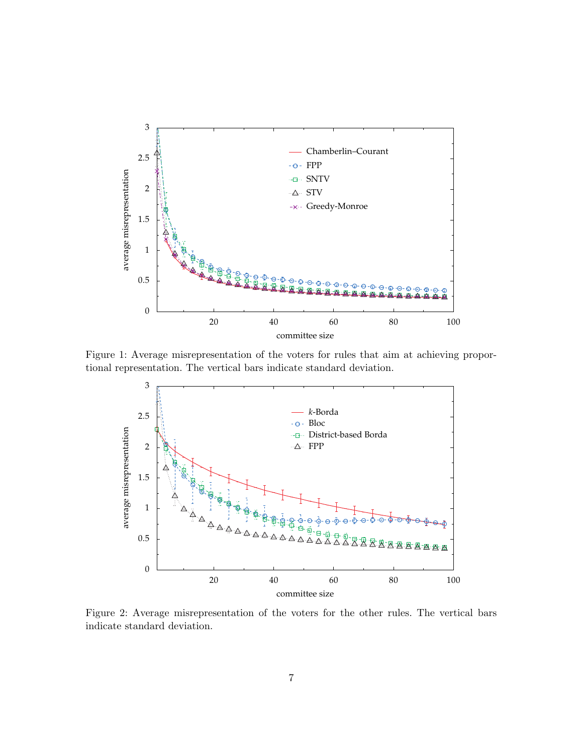Figure 1: Average misrepresentation of the voters for rules that aim at achieving proportional representation. The vertical bars indicate standard deviation.

Figure 2: Average misrepresentation of the voters for the other rules. The vertical bars indicate standard deviation.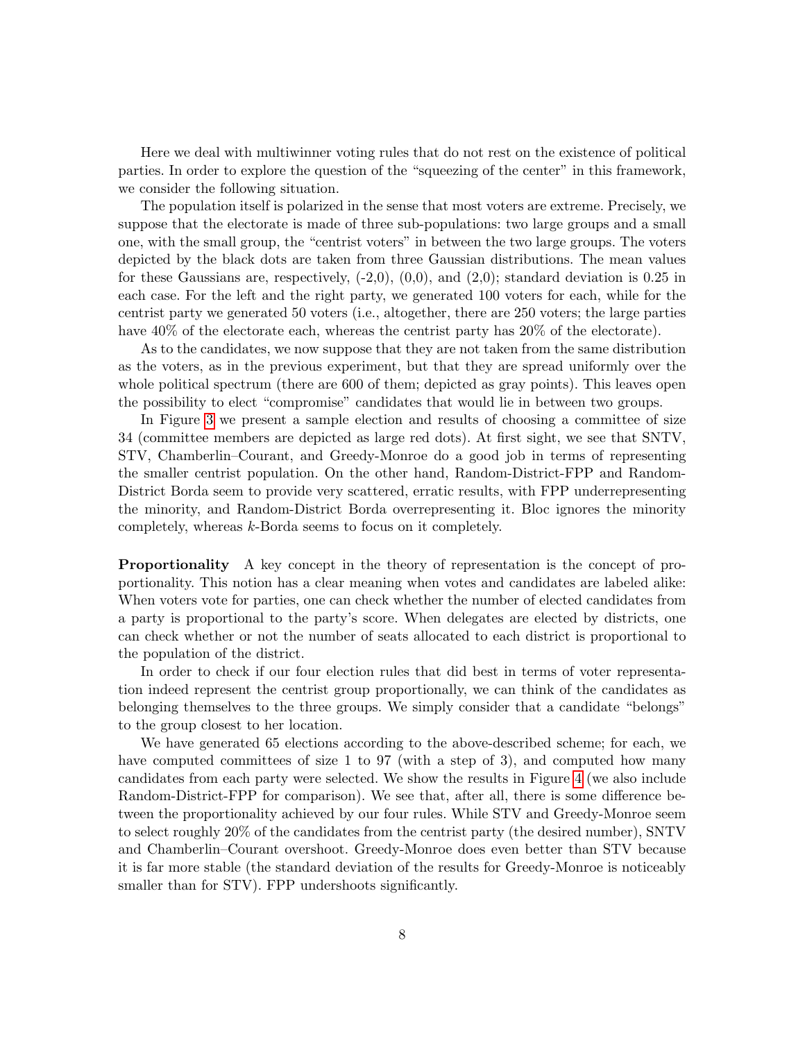Here we deal with multiwinner voting rules that do not rest on the existence of political parties. In order to explore the question of the "squeezing of the center" in this framework, we consider the following situation.

The population itself is polarized in the sense that most voters are extreme. Precisely, we suppose that the electorate is made of three sub-populations: two large groups and a small one, with the small group, the "centrist voters" in between the two large groups. The voters depicted by the black dots are taken from three Gaussian distributions. The mean values for these Gaussians are, respectively, (-2,0), (0,0), and (2,0); standard deviation is 0.25 in each case. For the left and the right party, we generated 100 voters for each, while for the centrist party we generated 50 voters (i.e., altogether, there are 250 voters; the large parties have 40% of the electorate each, whereas the centrist party has 20% of the electorate).

As to the candidates, we now suppose that they are not taken from the same distribution as the voters, as in the previous experiment, but that they are spread uniformly over the whole political spectrum (there are 600 of them; depicted as gray points). This leaves open the possibility to elect "compromise" candidates that would lie in between two groups.

In Figure 3 we present a sample election and results of choosing a committee of size 34 (committee members are depicted as large red dots). At first sight, we see that SNTV, STV, Chamberlin–Courant, and Greedy-Monroe do a good job in terms of representing the smaller centrist population. On the other hand, Random-District-FPP and Random-District Borda seem to provide very scattered, erratic results, with FPP underrepresenting the minority, and Random-District Borda overrepresenting it. Bloc ignores the minority completely, whereas $k$-Borda seems to focus on it completely.

**Proportionality** A key concept in the theory of representation is the concept of proportionality. This notion has a clear meaning when votes and candidates are labeled alike: When voters vote for parties, one can check whether the number of elected candidates from a party is proportional to the party's score. When delegates are elected by districts, one can check whether or not the number of seats allocated to each district is proportional to the population of the district.

In order to check if our four election rules that did best in terms of voter representation indeed represent the centrist group proportionally, we can think of the candidates as belonging themselves to the three groups. We simply consider that a candidate "belongs" to the group closest to her location.

We have generated 65 elections according to the above-described scheme; for each, we have computed committees of size 1 to 97 (with a step of 3), and computed how many candidates from each party were selected. We show the results in Figure 4 (we also include Random-District-FPP for comparison). We see that, after all, there is some difference between the proportionality achieved by our four rules. While STV and Greedy-Monroe seem to select roughly 20% of the candidates from the centrist party (the desired number), SNTV and Chamberlin–Courant overshoot. Greedy-Monroe does even better than STV because it is far more stable (the standard deviation of the results for Greedy-Monroe is noticeably smaller than for STV). FPP undershoots significantly.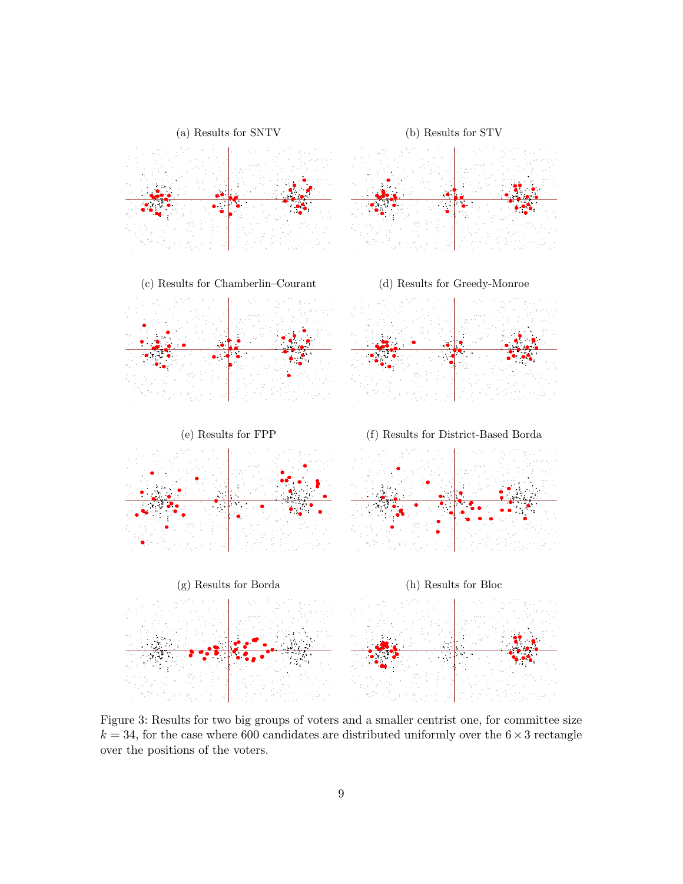(a) Results for SNTV

(b) Results for STV

(c) Results for Chamberlin–Courant

(d) Results for Greedy-Monroe

(e) Results for FPP

(f) Results for District-Based Borda

(g) Results for Borda

(h) Results for Bloc

Figure 3: Results for two big groups of voters and a smaller centrist one, for committee size $k = 34$, for the case where 600 candidates are distributed uniformly over the $6 \times 3$ rectangle over the positions of the voters.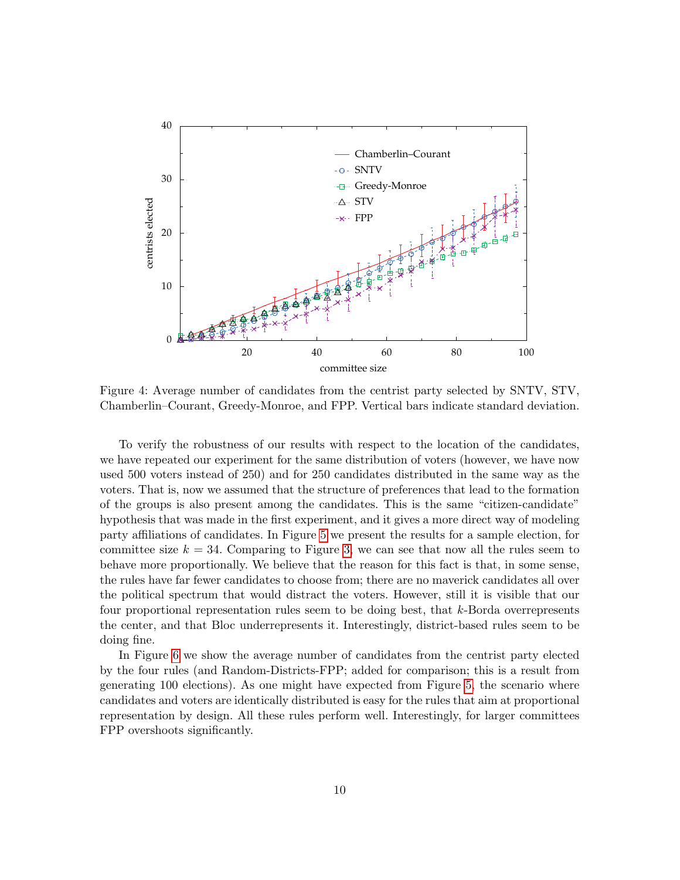Figure 4: Average number of candidates from the centrist party selected by SNTV, STV, Chamberlin–Courant, Greedy-Monroe, and FPP. Vertical bars indicate standard deviation.

To verify the robustness of our results with respect to the location of the candidates, we have repeated our experiment for the same distribution of voters (however, we have now used 500 voters instead of 250) and for 250 candidates distributed in the same way as the voters. That is, now we assumed that the structure of preferences that lead to the formation of the groups is also present among the candidates. This is the same "citizen-candidate" hypothesis that was made in the first experiment, and it gives a more direct way of modeling party affiliations of candidates. In Figure 5 we present the results for a sample election, for committee size $k = 34$. Comparing to Figure 3, we can see that now all the rules seem to behave more proportionally. We believe that the reason for this fact is that, in some sense, the rules have far fewer candidates to choose from; there are no maverick candidates all over the political spectrum that would distract the voters. However, still it is visible that our four proportional representation rules seem to be doing best, that $k$-Borda overrepresents the center, and that Bloc underrepresents it. Interestingly, district-based rules seem to be doing fine.

In Figure 6 we show the average number of candidates from the centrist party elected by the four rules (and Random-Districts-FPP; added for comparison; this is a result from generating 100 elections). As one might have expected from Figure 5, the scenario where candidates and voters are identically distributed is easy for the rules that aim at proportional representation by design. All these rules perform well. Interestingly, for larger committees FPP overshoots significantly.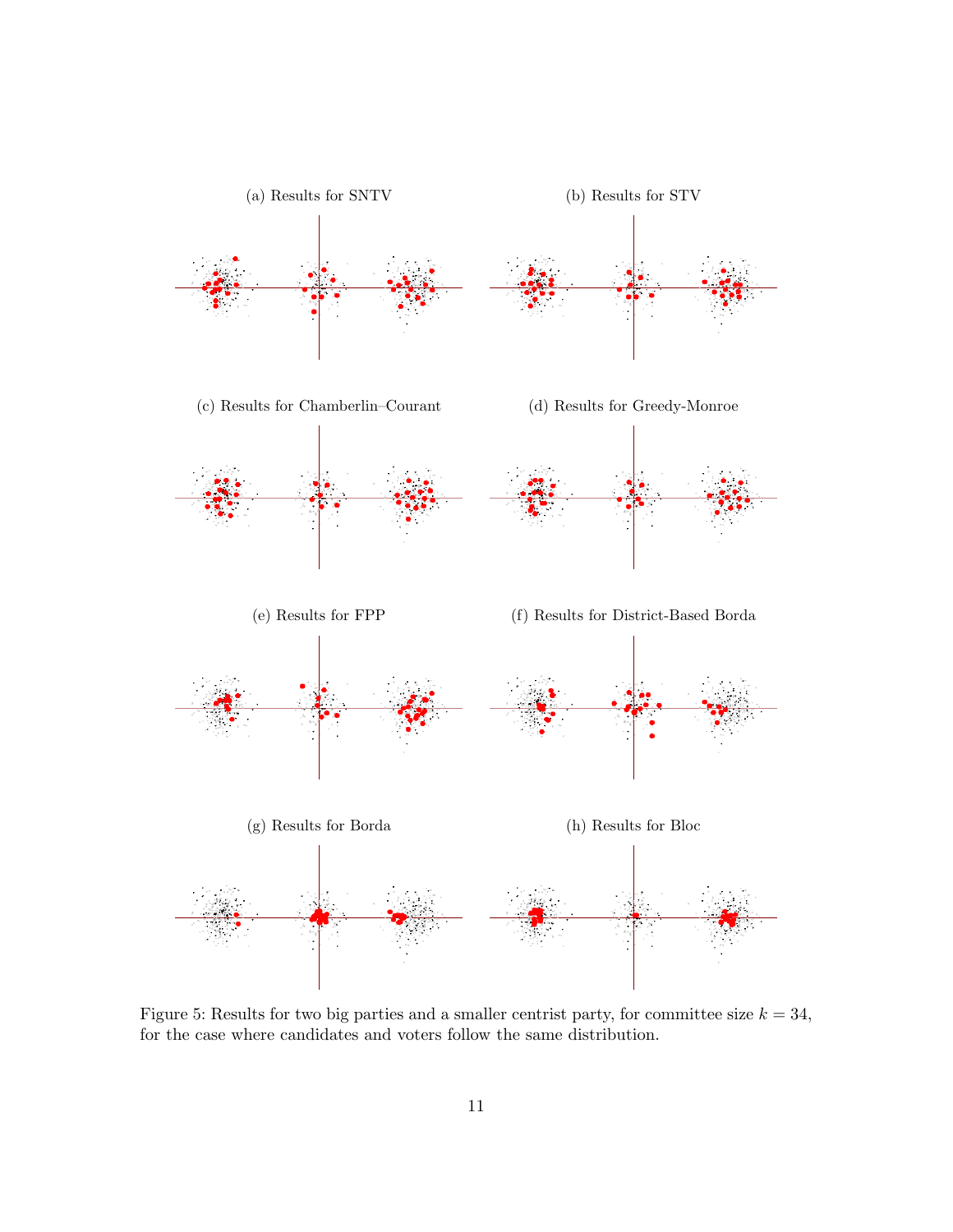(a) Results for SNTV

(b) Results for STV

(c) Results for Chamberlin–Courant

(d) Results for Greedy-Monroe

(e) Results for FPP

(f) Results for District-Based Borda

(g) Results for Borda

(h) Results for Bloc

Figure 5: Results for two big parties and a smaller centrist party, for committee size $k = 34$, for the case where candidates and voters follow the same distribution.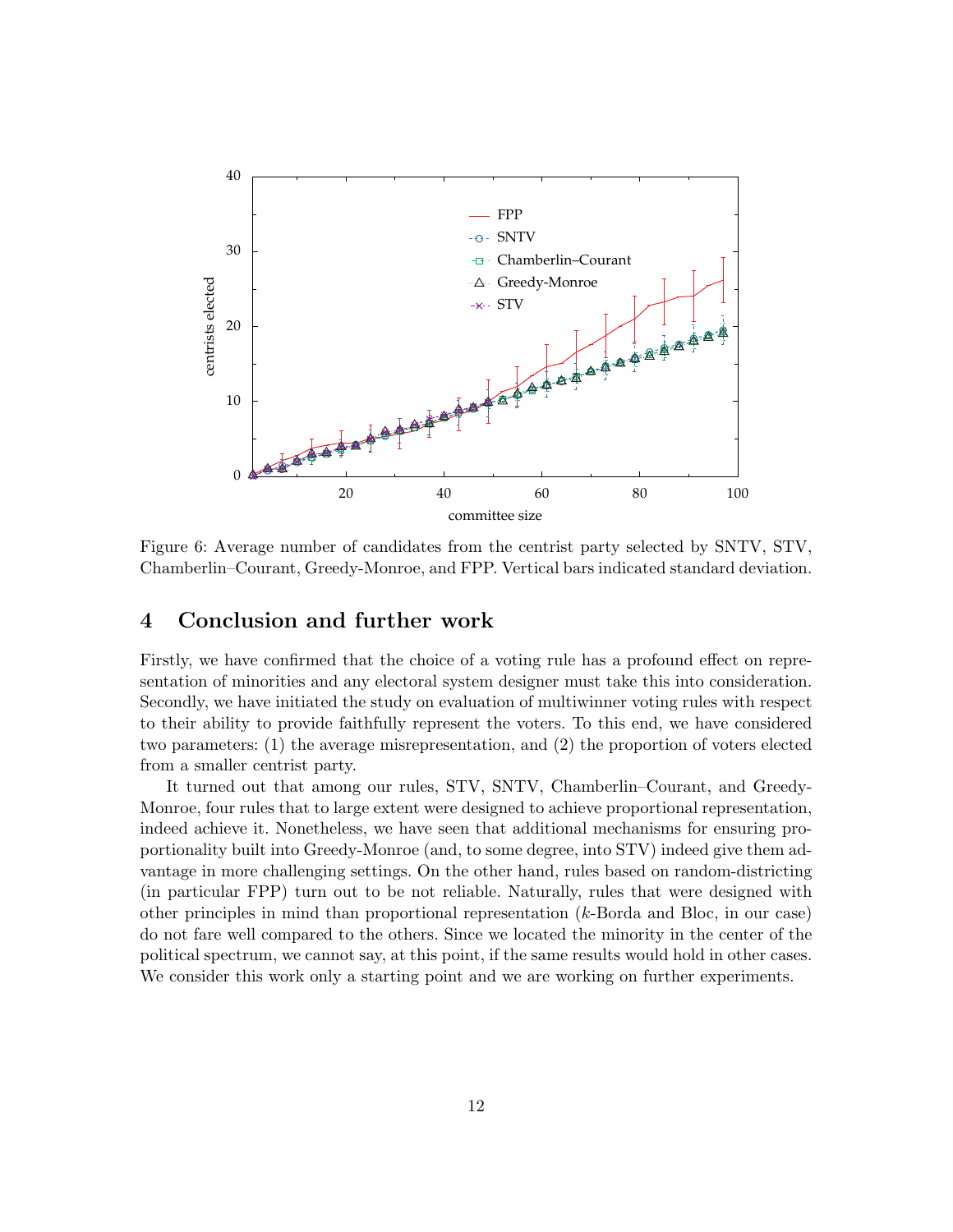Figure 6: Average number of candidates from the centrist party selected by SNTV, STV, Chamberlin–Courant, Greedy-Monroe, and FPP. Vertical bars indicated standard deviation.

## 4 Conclusion and further work

Firstly, we have confirmed that the choice of a voting rule has a profound effect on representation of minorities and any electoral system designer must take this into consideration. Secondly, we have initiated the study on evaluation of multiwinner voting rules with respect to their ability to provide faithfully represent the voters. To this end, we have considered two parameters: (1) the average misrepresentation, and (2) the proportion of voters elected from a smaller centrist party.

It turned out that among our rules, STV, SNTV, Chamberlin–Courant, and Greedy-Monroe, four rules that to large extent were designed to achieve proportional representation, indeed achieve it. Nonetheless, we have seen that additional mechanisms for ensuring proportionality built into Greedy-Monroe (and, to some degree, into STV) indeed give them advantage in more challenging settings. On the other hand, rules based on random-districting (in particular FPP) turn out to be not reliable. Naturally, rules that were designed with other principles in mind than proportional representation ($k$-Borda and Bloc, in our case) do not fare well compared to the others. Since we located the minority in the center of the political spectrum, we cannot say, at this point, if the same results would hold in other cases. We consider this work only a starting point and we are working on further experiments.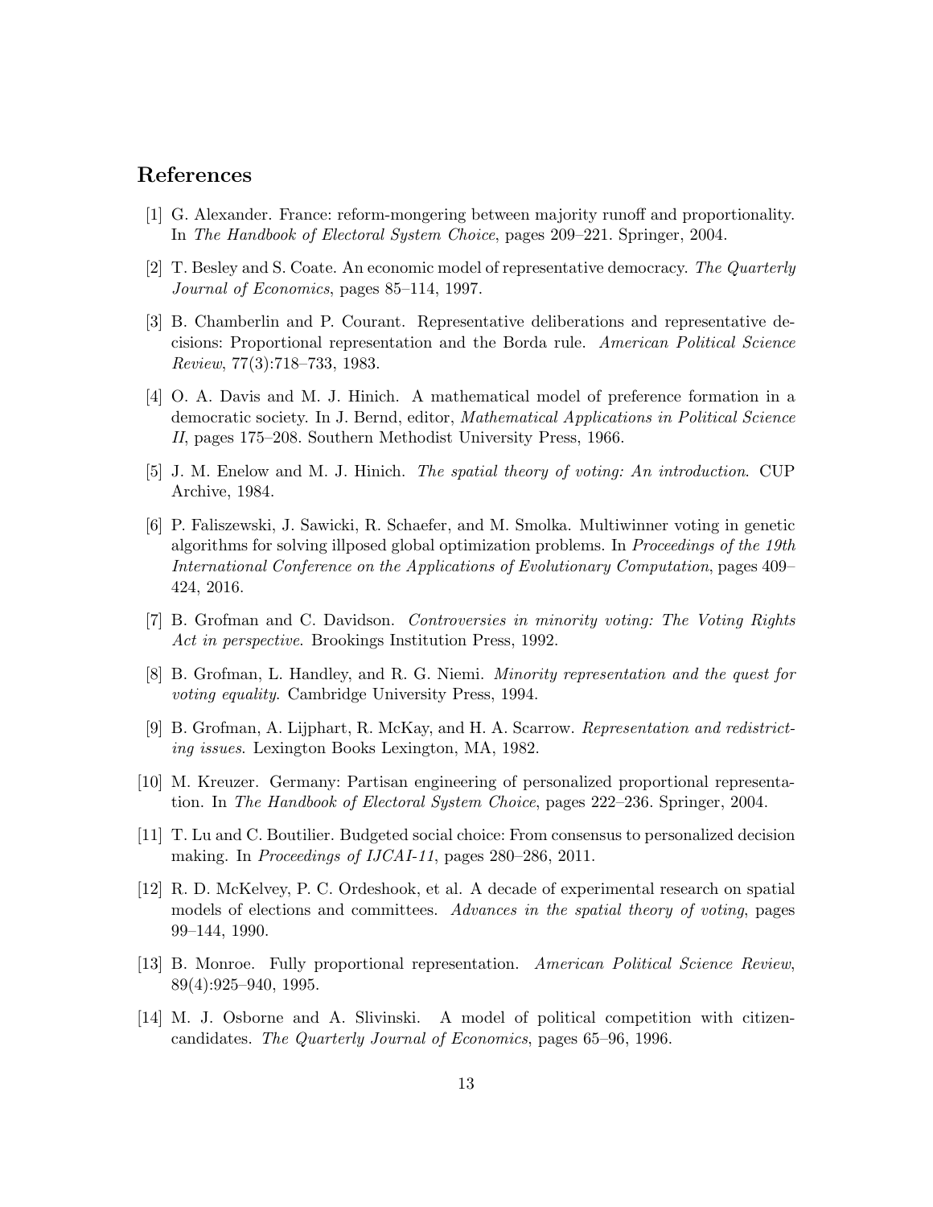## References

[1] G. Alexander. France: reform-mongering between majority runoff and proportionality. In *The Handbook of Electoral System Choice*, pages 209–221. Springer, 2004.

[2] T. Besley and S. Coate. An economic model of representative democracy. *The Quarterly Journal of Economics*, pages 85–114, 1997.

[3] B. Chamberlin and P. Courant. Representative deliberations and representative decisions: Proportional representation and the Borda rule. *American Political Science Review*, 77(3):718–733, 1983.

[4] O. A. Davis and M. J. Hinich. A mathematical model of preference formation in a democratic society. In J. Bernd, editor, *Mathematical Applications in Political Science II*, pages 175–208. Southern Methodist University Press, 1966.

[5] J. M. Enelow and M. J. Hinich. *The spatial theory of voting: An introduction*. CUP Archive, 1984.

[6] P. Faliszewski, J. Sawicki, R. Schaefer, and M. Smolka. Multiwinner voting in genetic algorithms for solving illposed global optimization problems. In *Proceedings of the 19th International Conference on the Applications of Evolutionary Computation*, pages 409–424, 2016.

[7] B. Grofman and C. Davidson. *Controversies in minority voting: The Voting Rights Act in perspective*. Brookings Institution Press, 1992.

[8] B. Grofman, L. Handley, and R. G. Niemi. *Minority representation and the quest for voting equality*. Cambridge University Press, 1994.

[9] B. Grofman, A. Lijphart, R. McKay, and H. A. Scarrow. *Representation and redistricting issues*. Lexington Books Lexington, MA, 1982.

[10] M. Kreuzer. Germany: Partisan engineering of personalized proportional representation. In *The Handbook of Electoral System Choice*, pages 222–236. Springer, 2004.

[11] T. Lu and C. Boutilier. Budgeted social choice: From consensus to personalized decision making. In *Proceedings of IJCAI-11*, pages 280–286, 2011.

[12] R. D. McKelvey, P. C. Ordeshook, et al. A decade of experimental research on spatial models of elections and committees. *Advances in the spatial theory of voting*, pages 99–144, 1990.

[13] B. Monroe. Fully proportional representation. *American Political Science Review*, 89(4):925–940, 1995.

[14] M. J. Osborne and A. Slivinski. A model of political competition with citizen-candidates. *The Quarterly Journal of Economics*, pages 65–96, 1996.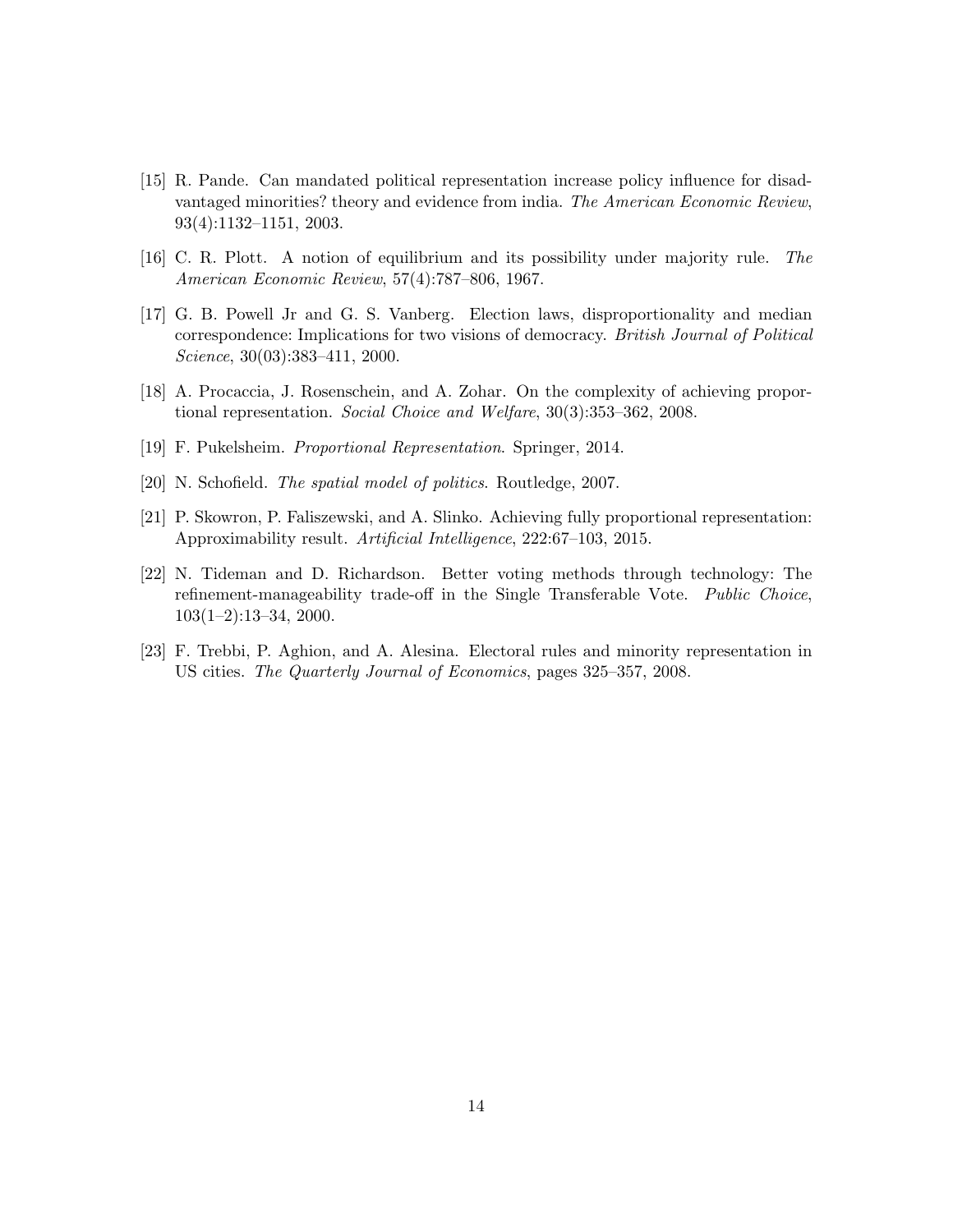[15] R. Pande. Can mandated political representation increase policy influence for disadvantaged minorities? theory and evidence from india. *The American Economic Review*, 93(4):1132–1151, 2003.

[16] C. R. Plott. A notion of equilibrium and its possibility under majority rule. *The American Economic Review*, 57(4):787–806, 1967.

[17] G. B. Powell Jr and G. S. Vanberg. Election laws, disproportionality and median correspondence: Implications for two visions of democracy. *British Journal of Political Science*, 30(03):383–411, 2000.

[18] A. Procaccia, J. Rosenschein, and A. Zohar. On the complexity of achieving proportional representation. *Social Choice and Welfare*, 30(3):353–362, 2008.

[19] F. Pukelsheim. *Proportional Representation*. Springer, 2014.

[20] N. Schofield. *The spatial model of politics*. Routledge, 2007.

[21] P. Skowron, P. Faliszewski, and A. Slinko. Achieving fully proportional representation: Approximability result. *Artificial Intelligence*, 222:67–103, 2015.

[22] N. Tideman and D. Richardson. Better voting methods through technology: The refinement-manageability trade-off in the Single Transferable Vote. *Public Choice*, 103(1–2):13–34, 2000.

[23] F. Trebbi, P. Aghion, and A. Alesina. Electoral rules and minority representation in US cities. *The Quarterly Journal of Economics*, pages 325–357, 2008.